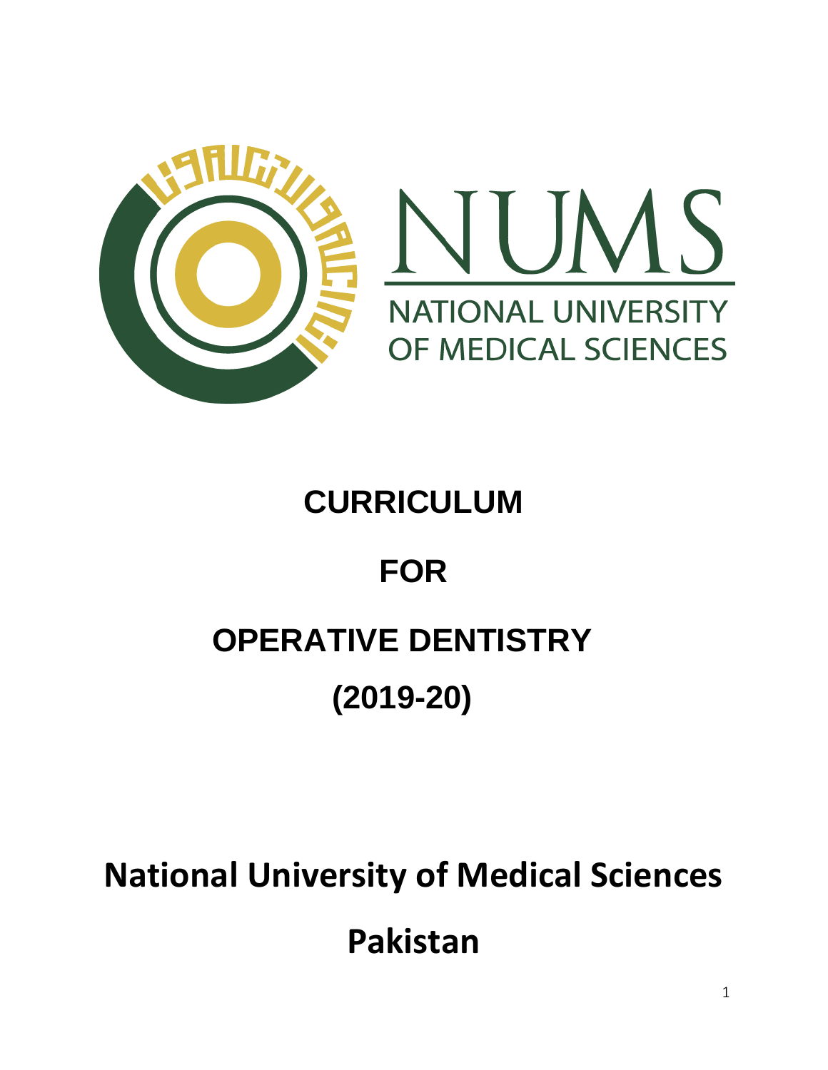NUMS

NATIONAL UNIVERSITY OF MEDICAL SCIENCES

# CURRICULUM

# FOR

# OPERATIVE DENTISTRY

# (2019-20)

## National University of Medical Sciences

## Pakistan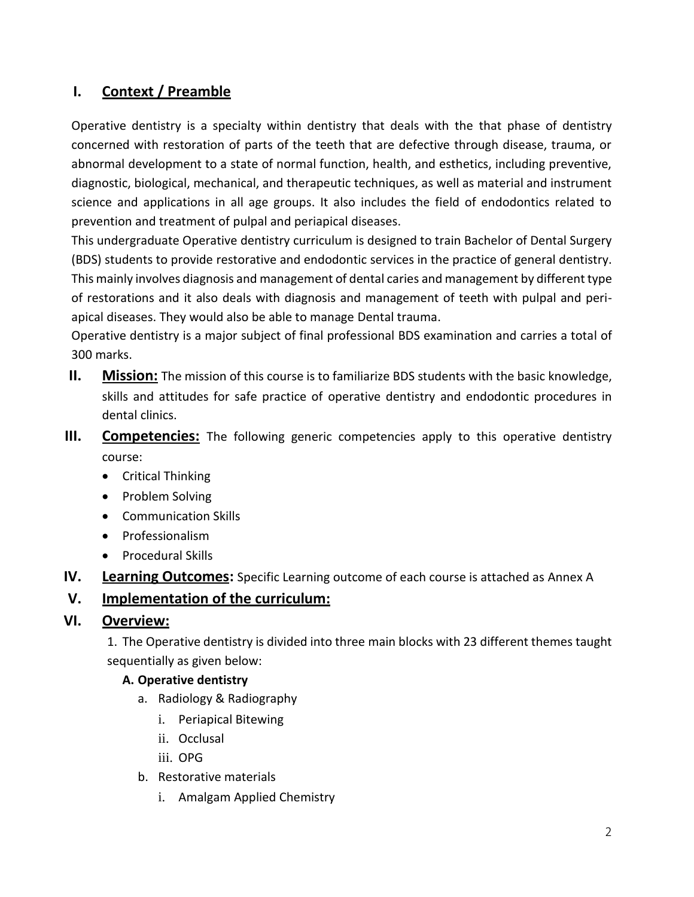## I. Context / Preamble

Operative dentistry is a specialty within dentistry that deals with the that phase of dentistry concerned with restoration of parts of the teeth that are defective through disease, trauma, or abnormal development to a state of normal function, health, and esthetics, including preventive, diagnostic, biological, mechanical, and therapeutic techniques, as well as material and instrument science and applications in all age groups. It also includes the field of endodontics related to prevention and treatment of pulpal and periapical diseases.

This undergraduate Operative dentistry curriculum is designed to train Bachelor of Dental Surgery (BDS) students to provide restorative and endodontic services in the practice of general dentistry. This mainly involves diagnosis and management of dental caries and management by different type of restorations and it also deals with diagnosis and management of teeth with pulpal and peri-apical diseases. They would also be able to manage Dental trauma.

Operative dentistry is a major subject of final professional BDS examination and carries a total of 300 marks.

## II. Mission:

The mission of this course is to familiarize BDS students with the basic knowledge, skills and attitudes for safe practice of operative dentistry and endodontic procedures in dental clinics.

## III. Competencies:

The following generic competencies apply to this operative dentistry course:

- Critical Thinking
- Problem Solving
- Communication Skills
- Professionalism
- Procedural Skills

## IV. Learning Outcomes:

Specific Learning outcome of each course is attached as Annex A

## V. Implementation of the curriculum:

## VI. Overview:

1. The Operative dentistry is divided into three main blocks with 23 different themes taught sequentially as given below:

**A. Operative dentistry**

a. Radiology & Radiography
   i. Periapical Bitewing
   ii. Occlusal
   iii. OPG

b. Restorative materials
   i. Amalgam Applied Chemistry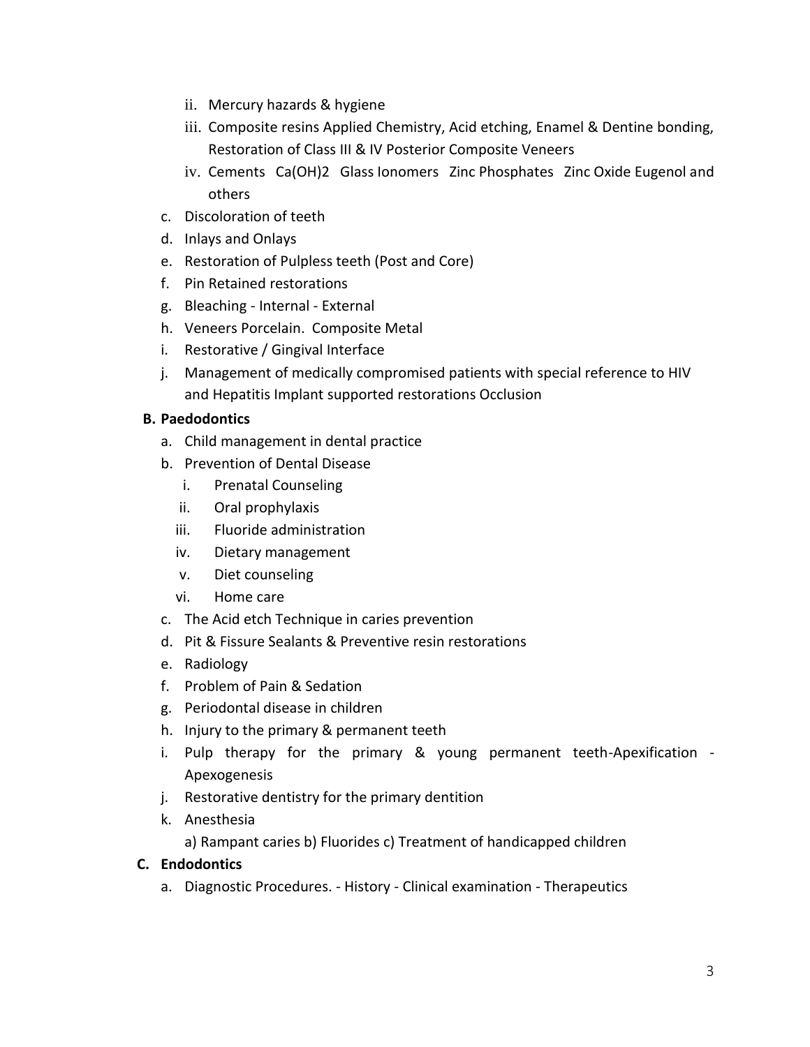- ii. Mercury hazards & hygiene
   - iii. Composite resins Applied Chemistry, Acid etching, Enamel & Dentine bonding, Restoration of Class III & IV Posterior Composite Veneers
   - iv. Cements Ca(OH)2 Glass Ionomers Zinc Phosphates Zinc Oxide Eugenol and others
- c. Discoloration of teeth
- d. Inlays and Onlays
- e. Restoration of Pulpless teeth (Post and Core)
- f. Pin Retained restorations
- g. Bleaching - Internal - External
- h. Veneers Porcelain. Composite Metal
- i. Restorative / Gingival Interface
- j. Management of medically compromised patients with special reference to HIV and Hepatitis Implant supported restorations Occlusion

**B. Paedodontics**

- a. Child management in dental practice
- b. Prevention of Dental Disease
   - i. Prenatal Counseling
   - ii. Oral prophylaxis
   - iii. Fluoride administration
   - iv. Dietary management
   - v. Diet counseling
   - vi. Home care
- c. The Acid etch Technique in caries prevention
- d. Pit & Fissure Sealants & Preventive resin restorations
- e. Radiology
- f. Problem of Pain & Sedation
- g. Periodontal disease in children
- h. Injury to the primary & permanent teeth
- i. Pulp therapy for the primary & young permanent teeth-Apexification - Apexogenesis
- j. Restorative dentistry for the primary dentition
- k. Anesthesia

   a) Rampant caries b) Fluorides c) Treatment of handicapped children

**C. Endodontics**

- a. Diagnostic Procedures. - History - Clinical examination - Therapeutics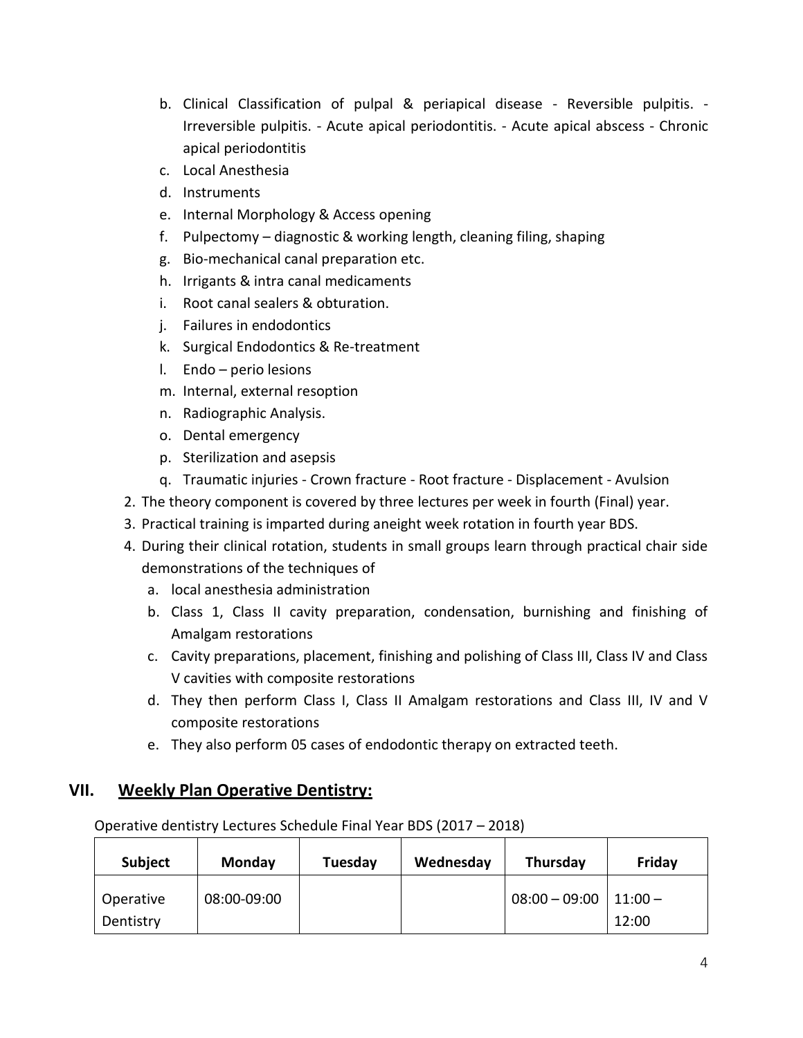b. Clinical Classification of pulpal & periapical disease - Reversible pulpitis. - Irreversible pulpitis. - Acute apical periodontitis. - Acute apical abscess - Chronic apical periodontitis
   c. Local Anesthesia
   d. Instruments
   e. Internal Morphology & Access opening
   f. Pulpectomy – diagnostic & working length, cleaning filing, shaping
   g. Bio-mechanical canal preparation etc.
   h. Irrigants & intra canal medicaments
   i. Root canal sealers & obturation.
   j. Failures in endodontics
   k. Surgical Endodontics & Re-treatment
   l. Endo – perio lesions
   m. Internal, external resoption
   n. Radiographic Analysis.
   o. Dental emergency
   p. Sterilization and asepsis
   q. Traumatic injuries - Crown fracture - Root fracture - Displacement - Avulsion

2. The theory component is covered by three lectures per week in fourth (Final) year.
3. Practical training is imparted during aneight week rotation in fourth year BDS.
4. During their clinical rotation, students in small groups learn through practical chair side demonstrations of the techniques of
   a. local anesthesia administration
   b. Class 1, Class II cavity preparation, condensation, burnishing and finishing of Amalgam restorations
   c. Cavity preparations, placement, finishing and polishing of Class III, Class IV and Class V cavities with composite restorations
   d. They then perform Class I, Class II Amalgam restorations and Class III, IV and V composite restorations
   e. They also perform 05 cases of endodontic therapy on extracted teeth.

## VII. Weekly Plan Operative Dentistry:

Operative dentistry Lectures Schedule Final Year BDS (2017 – 2018)

| Subject | Monday | Tuesday | Wednesday | Thursday | Friday |
|---|---|---|---|---|---|
| Operative Dentistry | 08:00-09:00 | | | 08:00 – 09:00 | 11:00 – 12:00 |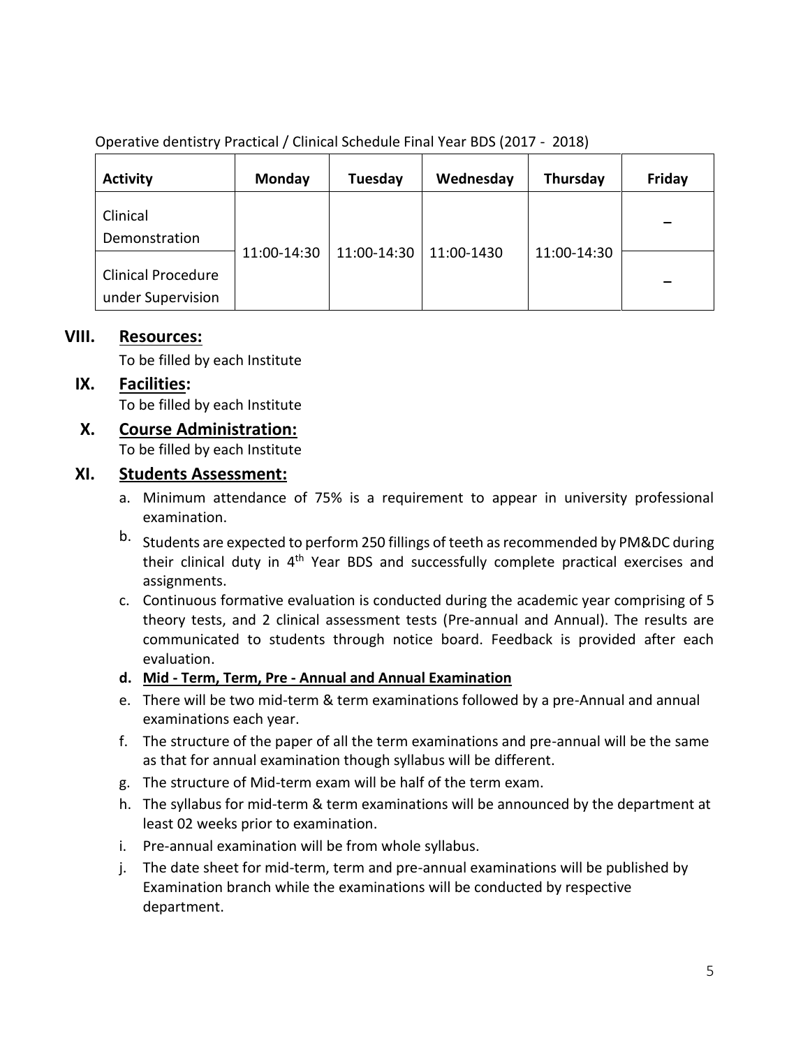Operative dentistry Practical / Clinical Schedule Final Year BDS (2017 - 2018)

| Activity | Monday | Tuesday | Wednesday | Thursday | Friday |
|---|---|---|---|---|---|
| Clinical Demonstration | 11:00-14:30 | 11:00-14:30 | 11:00-1430 | 11:00-14:30 | – |
| Clinical Procedure under Supervision | | | | | – |

## VIII. Resources:

To be filled by each Institute

## IX. Facilities:

To be filled by each Institute

## X. Course Administration:

To be filled by each Institute

## XI. Students Assessment:

a. Minimum attendance of 75% is a requirement to appear in university professional examination.

b. Students are expected to perform 250 fillings of teeth as recommended by PM&DC during their clinical duty in 4th Year BDS and successfully complete practical exercises and assignments.

c. Continuous formative evaluation is conducted during the academic year comprising of 5 theory tests, and 2 clinical assessment tests (Pre-annual and Annual). The results are communicated to students through notice board. Feedback is provided after each evaluation.

d. **Mid - Term, Term, Pre - Annual and Annual Examination**

e. There will be two mid-term & term examinations followed by a pre-Annual and annual examinations each year.

f. The structure of the paper of all the term examinations and pre-annual will be the same as that for annual examination though syllabus will be different.

g. The structure of Mid-term exam will be half of the term exam.

h. The syllabus for mid-term & term examinations will be announced by the department at least 02 weeks prior to examination.

i. Pre-annual examination will be from whole syllabus.

j. The date sheet for mid-term, term and pre-annual examinations will be published by Examination branch while the examinations will be conducted by respective department.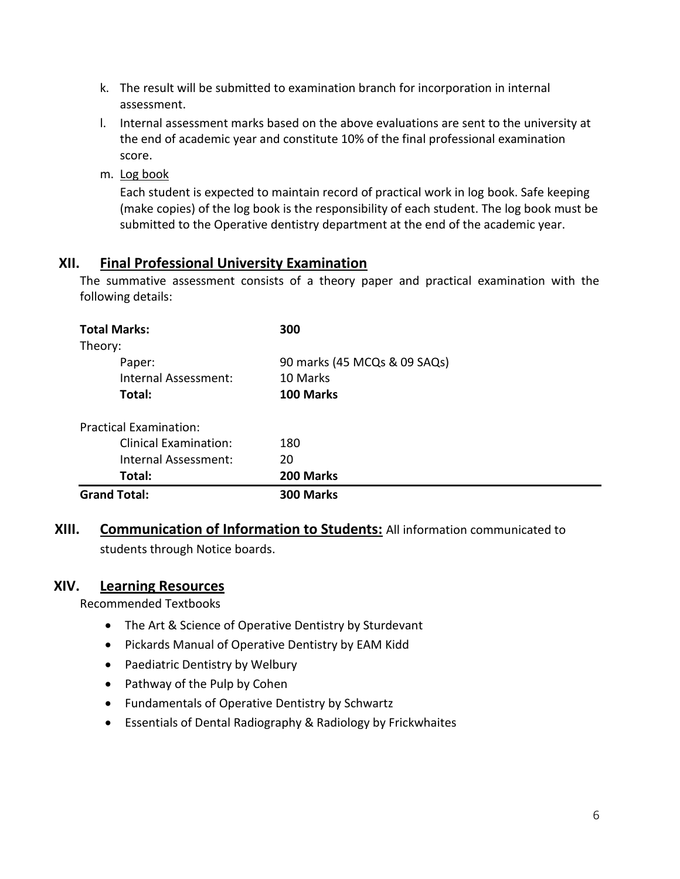k. The result will be submitted to examination branch for incorporation in internal assessment.

l. Internal assessment marks based on the above evaluations are sent to the university at the end of academic year and constitute 10% of the final professional examination score.

m. Log book

   Each student is expected to maintain record of practical work in log book. Safe keeping (make copies) of the log book is the responsibility of each student. The log book must be submitted to the Operative dentistry department at the end of the academic year.

## XII. Final Professional University Examination

The summative assessment consists of a theory paper and practical examination with the following details:

| **Total Marks:** | **300** |
|---|---|
| Theory: | |
| Paper: | 90 marks (45 MCQs & 09 SAQs) |
| Internal Assessment: | 10 Marks |
| **Total:** | **100 Marks** |
| Practical Examination: | |
| Clinical Examination: | 180 |
| Internal Assessment: | 20 |
| **Total:** | **200 Marks** |
| **Grand Total:** | **300 Marks** |

## XIII. Communication of Information to Students:

All information communicated to students through Notice boards.

## XIV. Learning Resources

Recommended Textbooks

- The Art & Science of Operative Dentistry by Sturdevant
- Pickards Manual of Operative Dentistry by EAM Kidd
- Paediatric Dentistry by Welbury
- Pathway of the Pulp by Cohen
- Fundamentals of Operative Dentistry by Schwartz
- Essentials of Dental Radiography & Radiology by Frickwhaites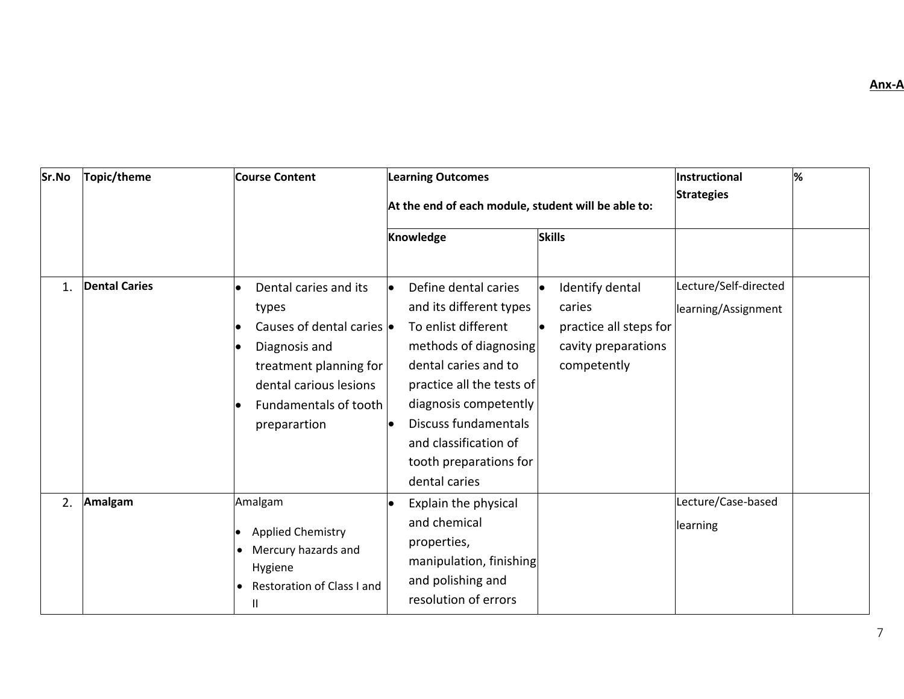**Anx-A**

| Sr.No | Topic/theme | Course Content | Learning Outcomes<br>At the end of each module, student will be able to: | | Instructional Strategies | % |
|---|---|---|---|---|---|---|
| | | | Knowledge | Skills | | |
| 1. | **Dental Caries** | • Dental caries and its types<br>• Causes of dental caries<br>• Diagnosis and treatment planning for dental carious lesions<br>• Fundamentals of tooth preparartion | • Define dental caries and its different types<br>• To enlist different methods of diagnosing dental caries and to practice all the tests of diagnosis competently<br>• Discuss fundamentals and classification of tooth preparations for dental caries | • Identify dental caries<br>• practice all steps for cavity preparations competently | Lecture/Self-directed learning/Assignment | |
| 2. | **Amalgam** | Amalgam<br>• Applied Chemistry<br>• Mercury hazards and Hygiene<br>• Restoration of Class I and II | • Explain the physical and chemical properties, manipulation, finishing and polishing and resolution of errors | | Lecture/Case-based learning | |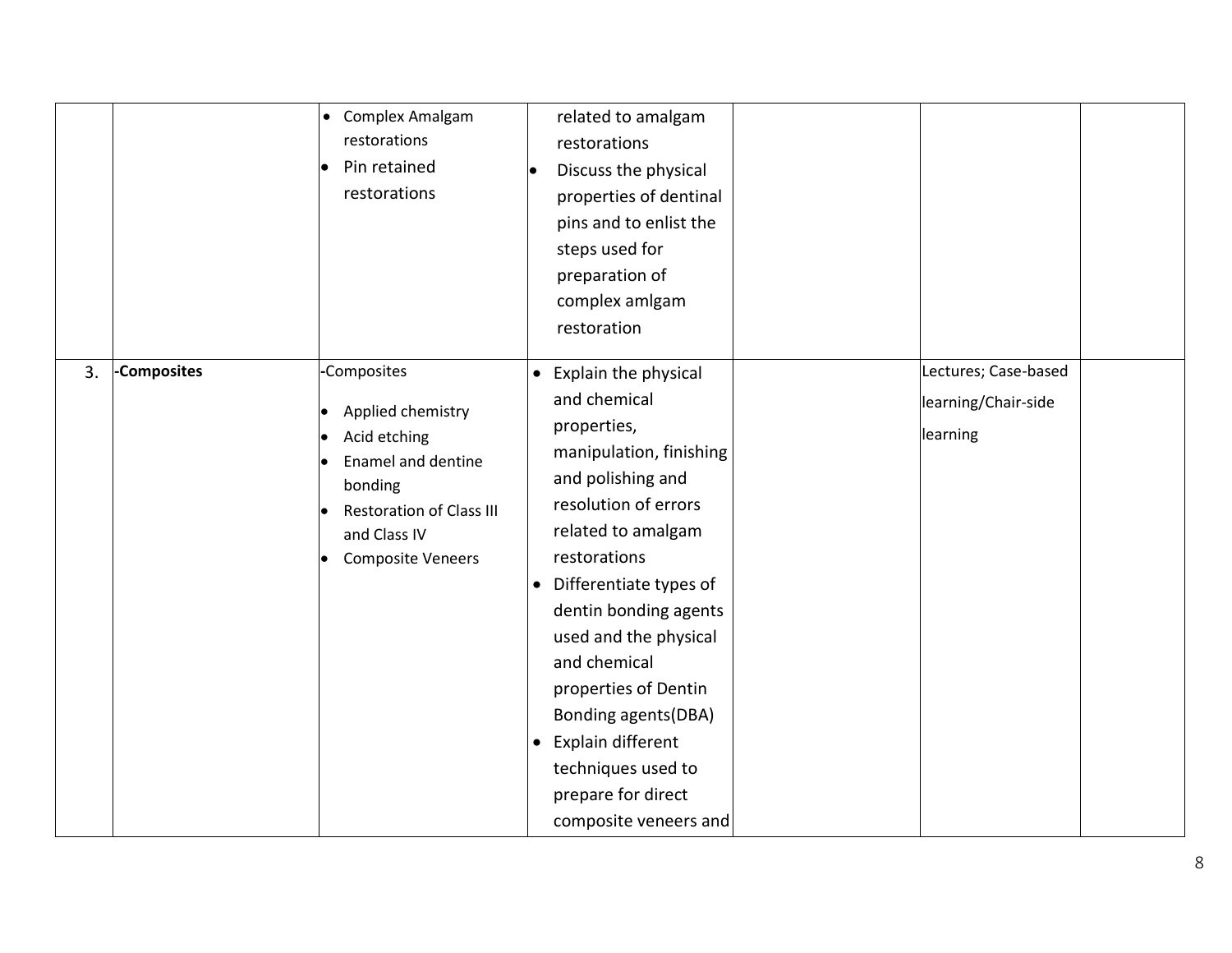| | | | | | | |
|---|---|---|---|---|---|---|
| | | • Complex Amalgam restorations<br>• Pin retained restorations | related to amalgam restorations<br>• Discuss the physical properties of dentinal pins and to enlist the steps used for preparation of complex amlgam restoration | | | |
| 3. | **-Composites** | -Composites<br>• Applied chemistry<br>• Acid etching<br>• Enamel and dentine bonding<br>• Restoration of Class III and Class IV<br>• Composite Veneers | • Explain the physical and chemical properties, manipulation, finishing and polishing and resolution of errors related to amalgam restorations<br>• Differentiate types of dentin bonding agents used and the physical and chemical properties of Dentin Bonding agents(DBA)<br>• Explain different techniques used to prepare for direct composite veneers and | | Lectures; Case-based learning/Chair-side learning | |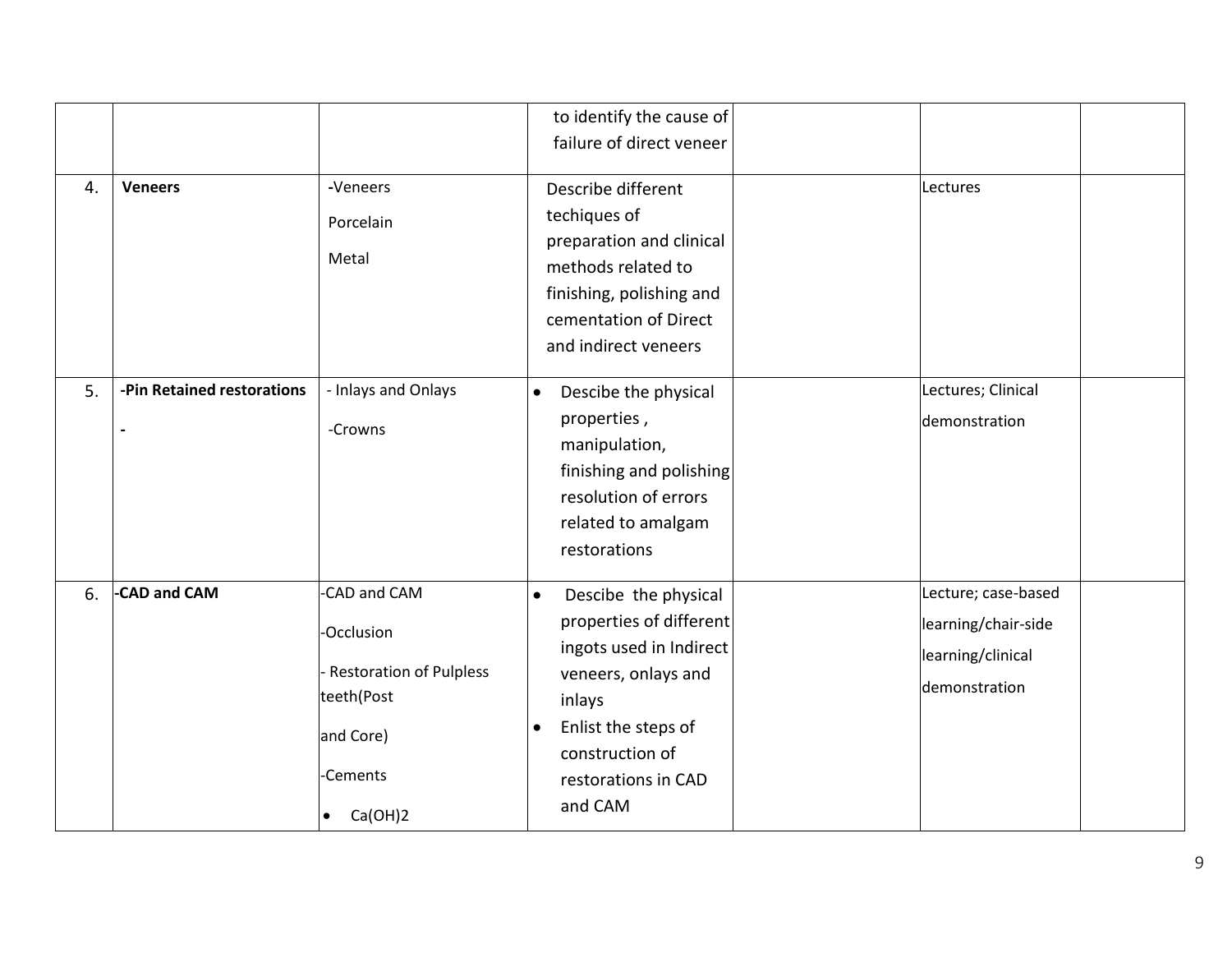|  |  |  | to identify the cause of failure of direct veneer |  |  |  |
|---|---|---|---|---|---|---|
| 4. | **Veneers** | -Veneers<br>Porcelain<br>Metal | Describe different techiques of preparation and clinical methods related to finishing, polishing and cementation of Direct and indirect veneers |  | Lectures |  |
| 5. | **-Pin Retained restorations**<br>**-** | - Inlays and Onlays<br>-Crowns | • Descibe the physical properties , manipulation, finishing and polishing resolution of errors related to amalgam restorations |  | Lectures; Clinical demonstration |  |
| 6. | **-CAD and CAM** | -CAD and CAM<br>-Occlusion<br>- Restoration of Pulpless teeth(Post and Core)<br>-Cements<br>• $Ca(OH)_2$ | • Descibe the physical properties of different ingots used in Indirect veneers, onlays and inlays<br>• Enlist the steps of construction of restorations in CAD and CAM |  | Lecture; case-based learning/chair-side learning/clinical demonstration |  |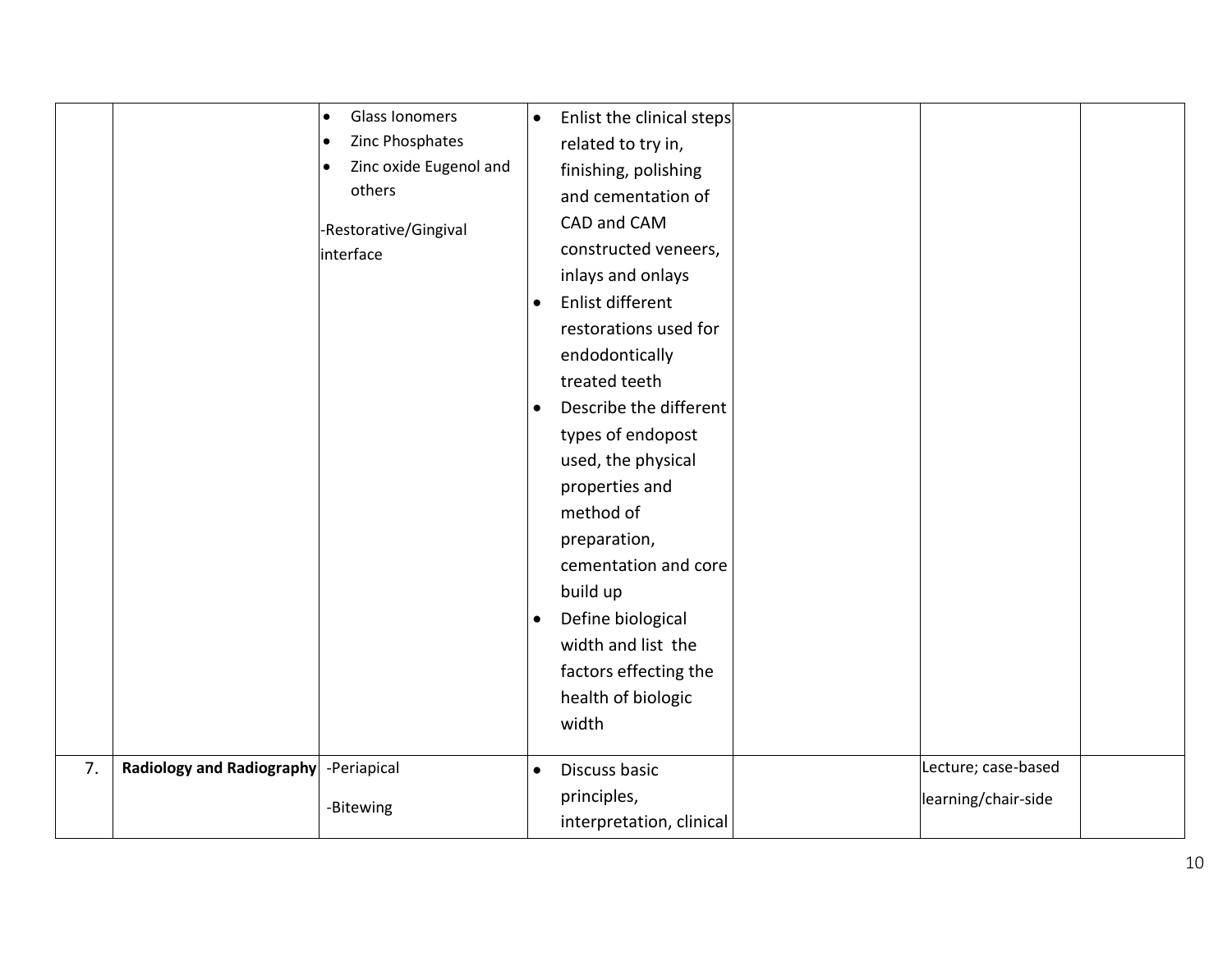| | | | | | | |
|---|---|---|---|---|---|---|
| | | • Glass Ionomers<br>• Zinc Phosphates<br>• Zinc oxide Eugenol and others<br><br>-Restorative/Gingival interface | • Enlist the clinical steps related to try in, finishing, polishing and cementation of CAD and CAM constructed veneers, inlays and onlays<br>• Enlist different restorations used for endodontically treated teeth<br>• Describe the different types of endopost used, the physical properties and method of preparation, cementation and core build up<br>• Define biological width and list the factors effecting the health of biologic width | | | |
| 7. | **Radiology and Radiography** | -Periapical<br><br>-Bitewing | • Discuss basic principles, interpretation, clinical | | Lecture; case-based learning/chair-side | |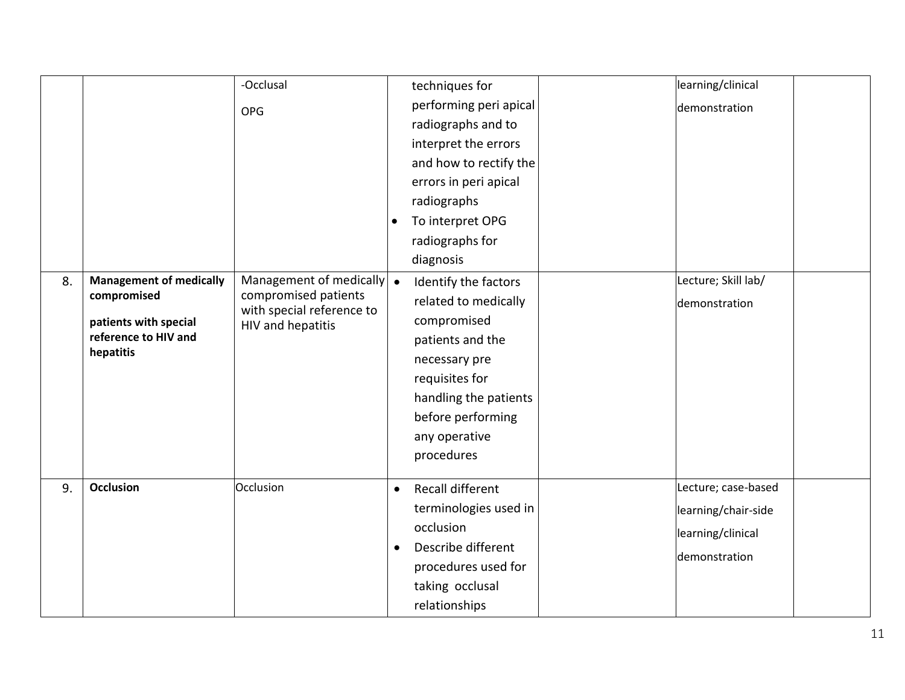|  |  |  |  |  |  |  |
|---|---|---|---|---|---|---|
|  |  | -Occlusal<br><br>OPG | techniques for performing peri apical radiographs and to interpret the errors and how to rectify the errors in peri apical radiographs<br>• To interpret OPG radiographs for diagnosis |  | learning/clinical demonstration |  |
| 8. | **Management of medically compromised**<br><br>**patients with special reference to HIV and hepatitis** | Management of medically compromised patients with special reference to HIV and hepatitis | • Identify the factors related to medically compromised patients and the necessary pre requisites for handling the patients before performing any operative procedures |  | Lecture; Skill lab/ demonstration |  |
| 9. | **Occlusion** | Occlusion | • Recall different terminologies used in occlusion<br>• Describe different procedures used for taking occlusal relationships |  | Lecture; case-based learning/chair-side learning/clinical demonstration |  |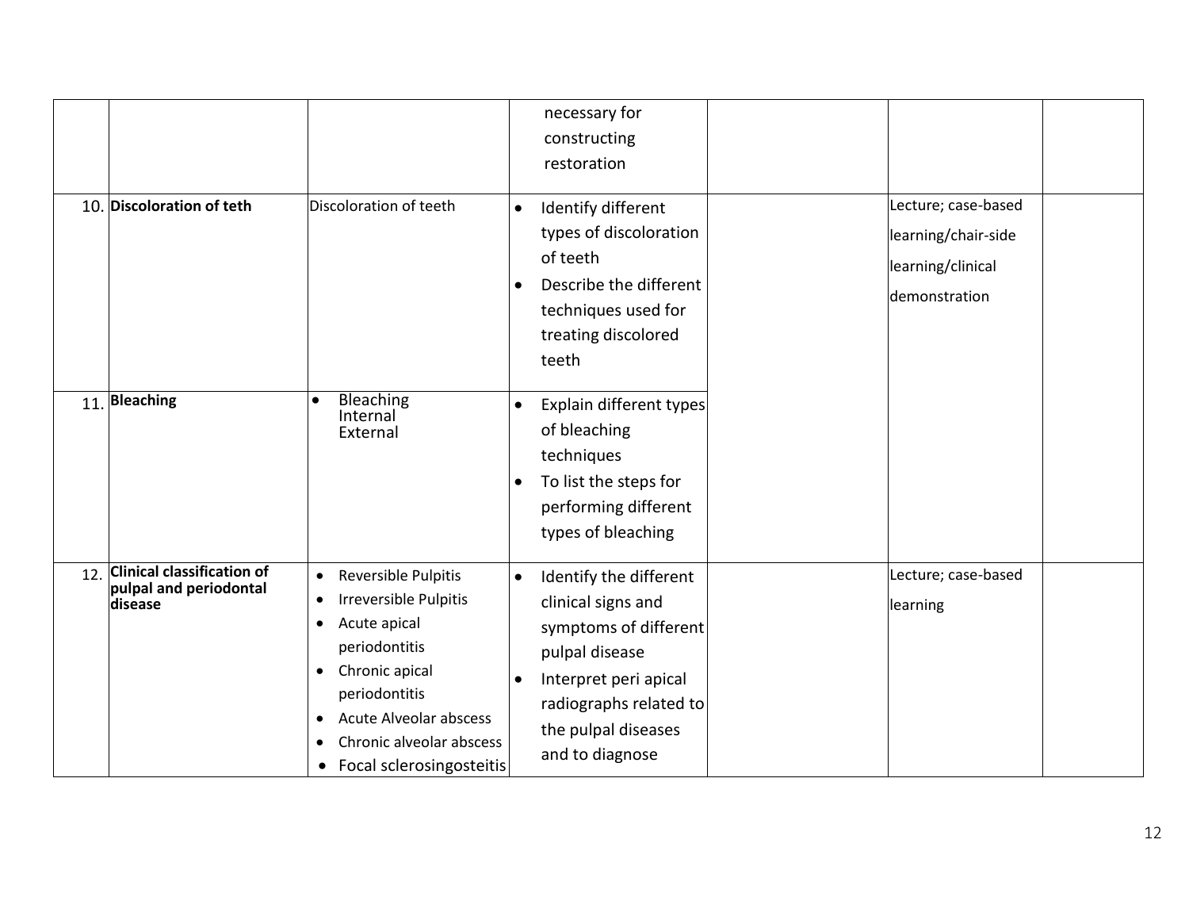| | | | | | | |
|---|---|---|---|---|---|---|
| | | | necessary for constructing restoration | | | |
| 10. | **Discoloration of teth** | Discoloration of teeth | • Identify different types of discoloration of teeth<br>• Describe the different techniques used for treating discolored teeth | | Lecture; case-based learning/chair-side learning/clinical demonstration | |
| 11. | **Bleaching** | • Bleaching<br>Internal<br>External | • Explain different types of bleaching techniques<br>• To list the steps for performing different types of bleaching | | | |
| 12. | **Clinical classification of pulpal and periodontal disease** | • Reversible Pulpitis<br>• Irreversible Pulpitis<br>• Acute apical periodontitis<br>• Chronic apical periodontitis<br>• Acute Alveolar abscess<br>• Chronic alveolar abscess<br>• Focal sclerosingosteitis | • Identify the different clinical signs and symptoms of different pulpal disease<br>• Interpret peri apical radiographs related to the pulpal diseases and to diagnose | | Lecture; case-based learning | |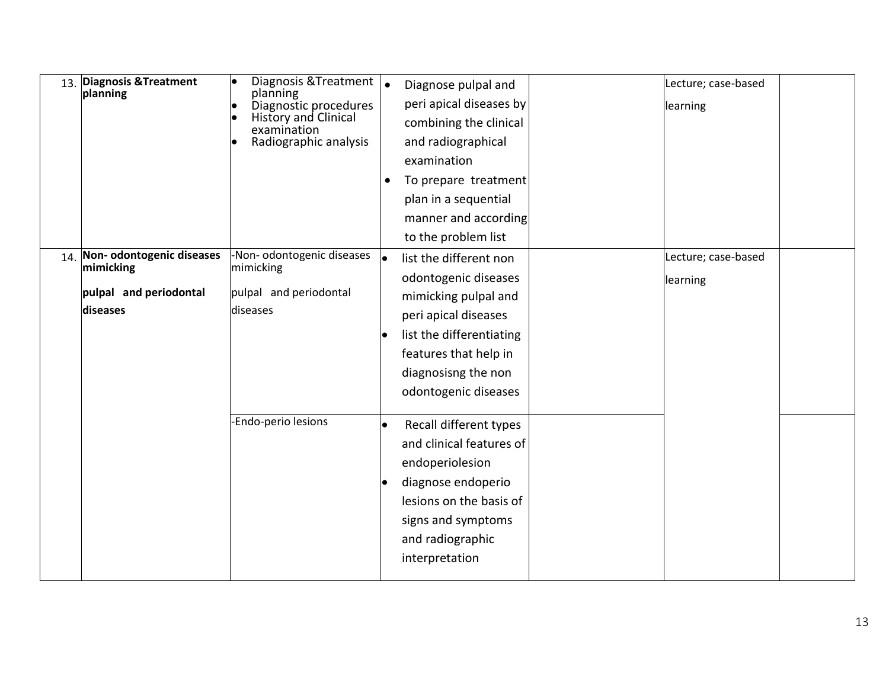| | | | | | | |
|---|---|---|---|---|---|---|
| 13. | **Diagnosis &Treatment planning** | • Diagnosis &Treatment planning<br>• Diagnostic procedures<br>• History and Clinical examination<br>• Radiographic analysis | • Diagnose pulpal and peri apical diseases by combining the clinical and radiographical examination<br>• To prepare treatment plan in a sequential manner and according to the problem list | | Lecture; case-based learning | |
| 14. | **Non- odontogenic diseases mimicking**<br><br>**pulpal and periodontal diseases** | -Non- odontogenic diseases mimicking<br><br>pulpal and periodontal diseases | • list the different non odontogenic diseases mimicking pulpal and peri apical diseases<br>• list the differentiating features that help in diagnosisng the non odontogenic diseases | | Lecture; case-based learning | |
| | | -Endo-perio lesions | • Recall different types and clinical features of endoperiolesion<br>• diagnose endoperio lesions on the basis of signs and symptoms and radiographic interpretation | | | |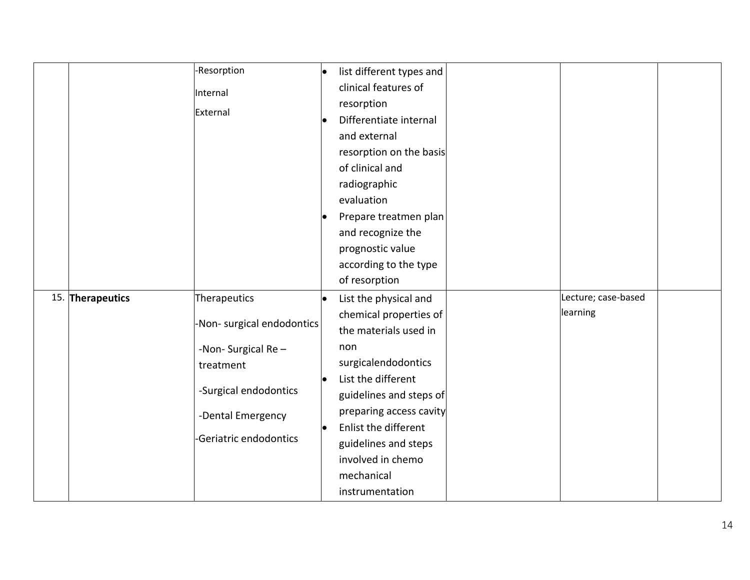|  |  |  |  |  |  |  |
|---|---|---|---|---|---|---|
|  |  | -Resorption<br>Internal<br>External | • list different types and clinical features of resorption<br>• Differentiate internal and external resorption on the basis of clinical and radiographic evaluation<br>• Prepare treatmen plan and recognize the prognostic value according to the type of resorption |  |  |  |
| 15. | **Therapeutics** | Therapeutics<br>-Non- surgical endodontics<br>-Non- Surgical Re – treatment<br>-Surgical endodontics<br>-Dental Emergency<br>-Geriatric endodontics | • List the physical and chemical properties of the materials used in non surgicalendodontics<br>• List the different guidelines and steps of preparing access cavity<br>• Enlist the different guidelines and steps involved in chemo mechanical instrumentation |  | Lecture; case-based learning |  |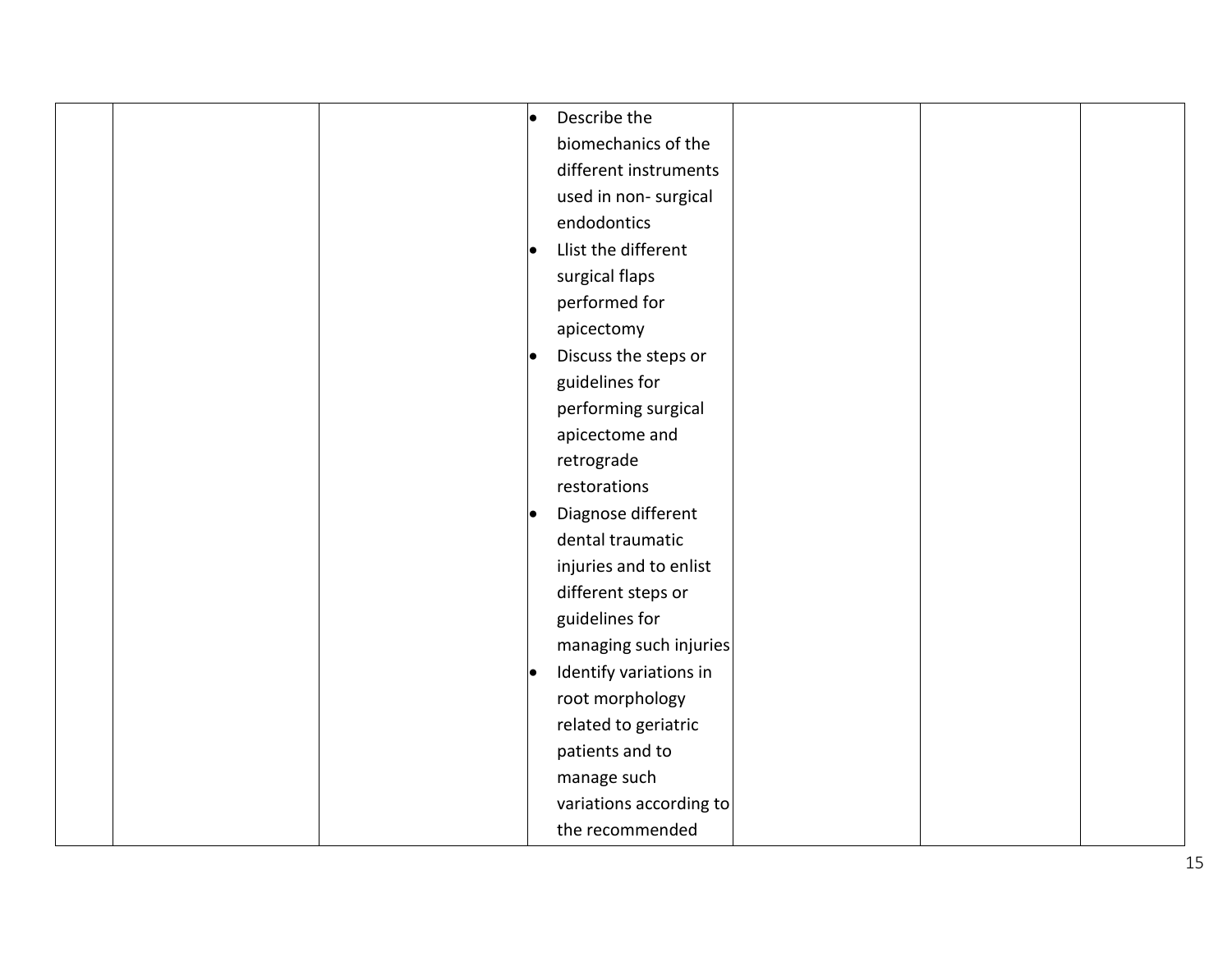| | | | | | | |
|---|---|---|---|---|---|---|
| | | | • Describe the biomechanics of the different instruments used in non- surgical endodontics<br>• Llist the different surgical flaps performed for apicectomy<br>• Discuss the steps or guidelines for performing surgical apicectome and retrograde restorations<br>• Diagnose different dental traumatic injuries and to enlist different steps or guidelines for managing such injuries<br>• Identify variations in root morphology related to geriatric patients and to manage such variations according to the recommended | | | |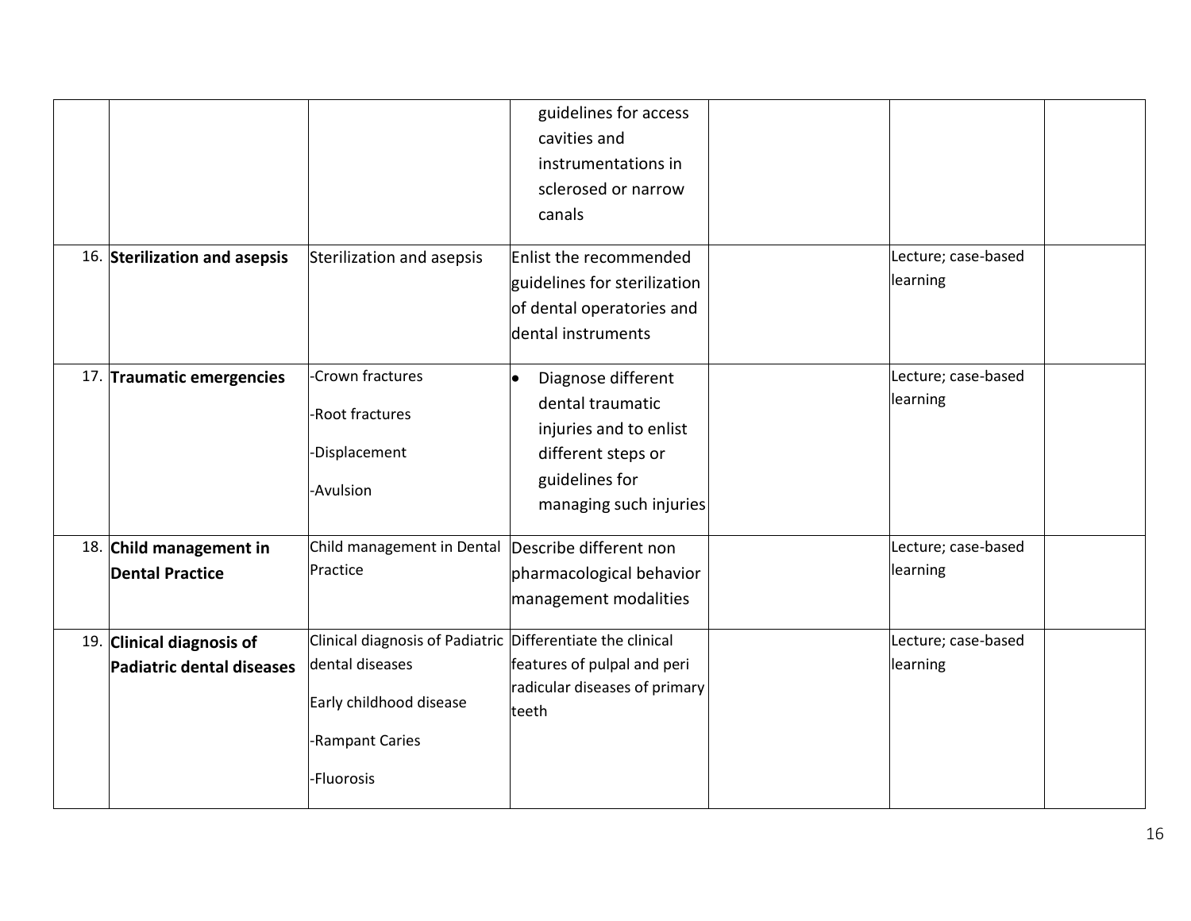| | | | | | | |
|---|---|---|---|---|---|---|
| | | | guidelines for access cavities and instrumentations in sclerosed or narrow canals | | | |
| 16. | **Sterilization and asepsis** | Sterilization and asepsis | Enlist the recommended guidelines for sterilization of dental operatories and dental instruments | | Lecture; case-based learning | |
| 17. | **Traumatic emergencies** | -Crown fractures<br>-Root fractures<br>-Displacement<br>-Avulsion | • Diagnose different dental traumatic injuries and to enlist different steps or guidelines for managing such injuries | | Lecture; case-based learning | |
| 18. | **Child management in Dental Practice** | Child management in Dental Practice | Describe different non pharmacological behavior management modalities | | Lecture; case-based learning | |
| 19. | **Clinical diagnosis of Padiatric dental diseases** | Clinical diagnosis of Padiatric dental diseases<br>Early childhood disease<br>-Rampant Caries<br>-Fluorosis | Differentiate the clinical features of pulpal and peri radicular diseases of primary teeth | | Lecture; case-based learning | |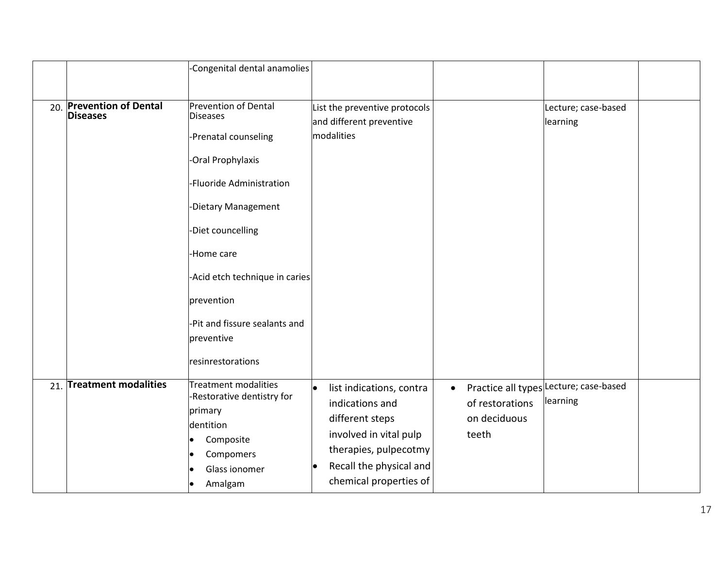| | | | | | | |
|---|---|---|---|---|---|---|
| | | -Congenital dental anamolies | | | | |
| 20. | **Prevention of Dental Diseases** | Prevention of Dental Diseases<br>-Prenatal counseling<br>-Oral Prophylaxis<br>-Fluoride Administration<br>-Dietary Management<br>-Diet councelling<br>-Home care<br>-Acid etch technique in caries prevention<br>-Pit and fissure sealants and preventive resinrestorations | List the preventive protocols and different preventive modalities | | Lecture; case-based learning | |
| 21. | **Treatment modalities** | Treatment modalities<br>-Restorative dentistry for primary dentition<br>• Composite<br>• Compomers<br>• Glass ionomer<br>• Amalgam | • list indications, contra indications and different steps involved in vital pulp therapies, pulpecotmy<br>• Recall the physical and chemical properties of | • Practice all types of restorations on deciduous teeth | Lecture; case-based learning | |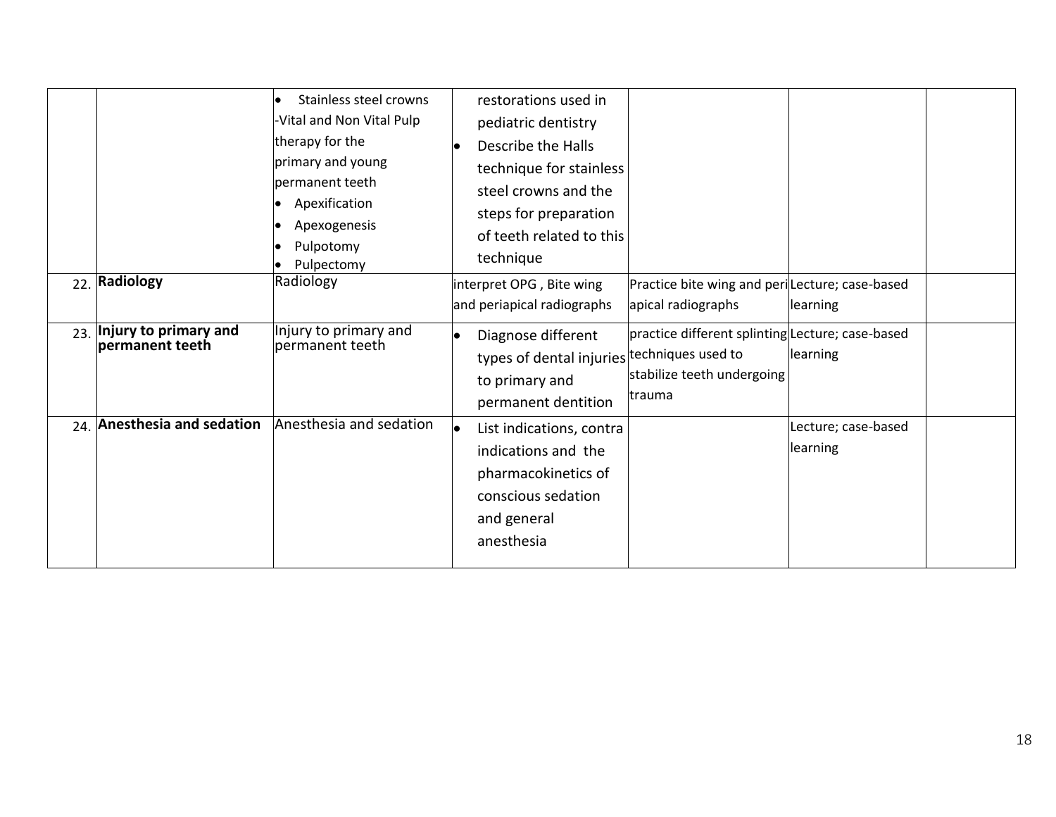| | | | | | | |
|---|---|---|---|---|---|---|
| | | • Stainless steel crowns<br>-Vital and Non Vital Pulp therapy for the primary and young permanent teeth<br>• Apexification<br>• Apexogenesis<br>• Pulpotomy<br>• Pulpectomy | restorations used in pediatric dentistry<br>• Describe the Halls technique for stainless steel crowns and the steps for preparation of teeth related to this technique | | | |
| 22. | **Radiology** | Radiology | interpret OPG , Bite wing and periapical radiographs | Practice bite wing and peri apical radiographs | Lecture; case-based learning | |
| 23. | **Injury to primary and permanent teeth** | Injury to primary and permanent teeth | • Diagnose different types of dental injuries to primary and permanent dentition | practice different splinting techniques used to stabilize teeth undergoing trauma | Lecture; case-based learning | |
| 24. | **Anesthesia and sedation** | Anesthesia and sedation | • List indications, contra indications and the pharmacokinetics of conscious sedation and general anesthesia | | Lecture; case-based learning | |